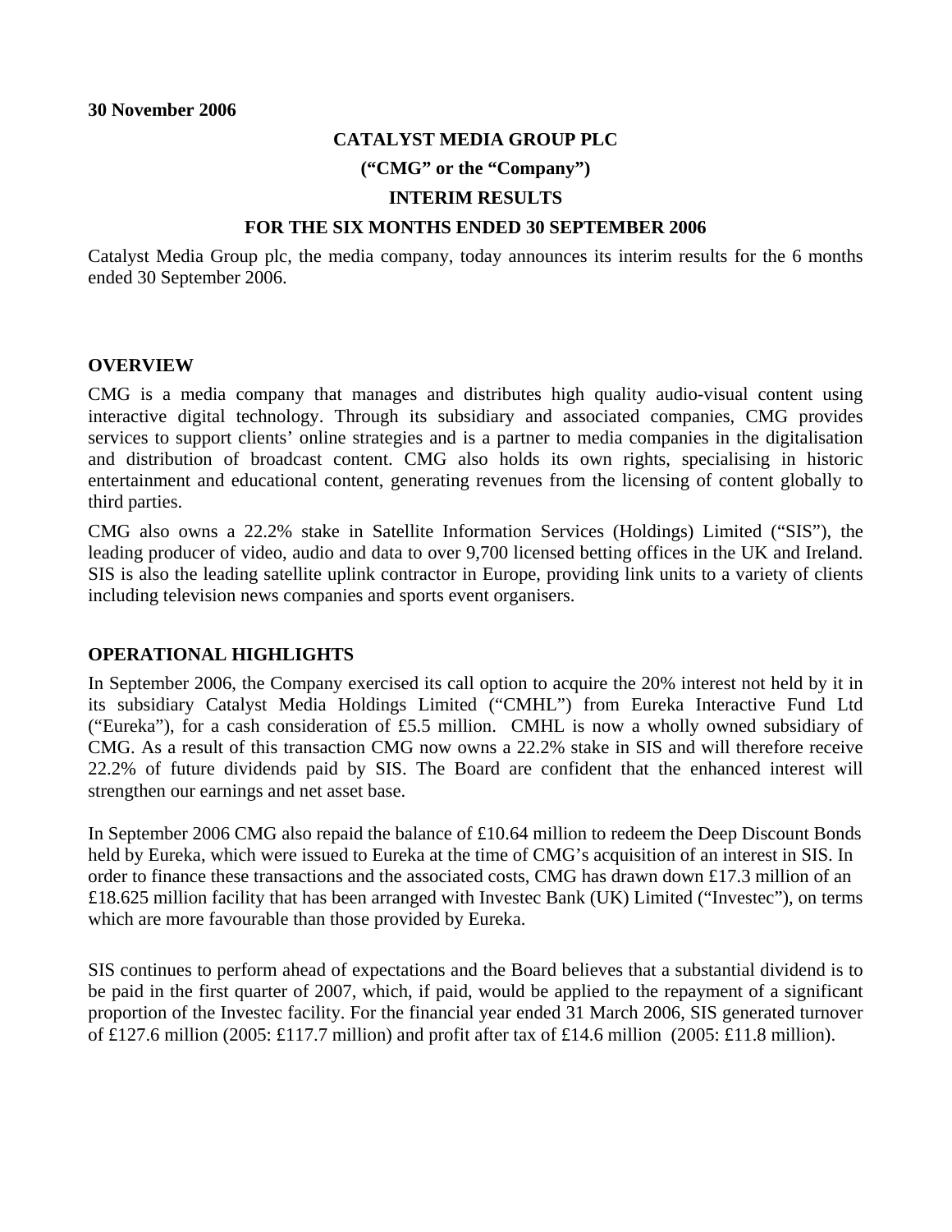**30 November 2006**

# CATALYST MEDIA GROUP PLC

## ("CMG" or the "Company")

## INTERIM RESULTS

## FOR THE SIX MONTHS ENDED 30 SEPTEMBER 2006

Catalyst Media Group plc, the media company, today announces its interim results for the 6 months ended 30 September 2006.

## OVERVIEW

CMG is a media company that manages and distributes high quality audio-visual content using interactive digital technology. Through its subsidiary and associated companies, CMG provides services to support clients' online strategies and is a partner to media companies in the digitalisation and distribution of broadcast content. CMG also holds its own rights, specialising in historic entertainment and educational content, generating revenues from the licensing of content globally to third parties.

CMG also owns a 22.2% stake in Satellite Information Services (Holdings) Limited ("SIS"), the leading producer of video, audio and data to over 9,700 licensed betting offices in the UK and Ireland. SIS is also the leading satellite uplink contractor in Europe, providing link units to a variety of clients including television news companies and sports event organisers.

## OPERATIONAL HIGHLIGHTS

In September 2006, the Company exercised its call option to acquire the 20% interest not held by it in its subsidiary Catalyst Media Holdings Limited ("CMHL") from Eureka Interactive Fund Ltd ("Eureka"), for a cash consideration of £5.5 million. CMHL is now a wholly owned subsidiary of CMG. As a result of this transaction CMG now owns a 22.2% stake in SIS and will therefore receive 22.2% of future dividends paid by SIS. The Board are confident that the enhanced interest will strengthen our earnings and net asset base.

In September 2006 CMG also repaid the balance of £10.64 million to redeem the Deep Discount Bonds held by Eureka, which were issued to Eureka at the time of CMG's acquisition of an interest in SIS. In order to finance these transactions and the associated costs, CMG has drawn down £17.3 million of an £18.625 million facility that has been arranged with Investec Bank (UK) Limited ("Investec"), on terms which are more favourable than those provided by Eureka.

SIS continues to perform ahead of expectations and the Board believes that a substantial dividend is to be paid in the first quarter of 2007, which, if paid, would be applied to the repayment of a significant proportion of the Investec facility. For the financial year ended 31 March 2006, SIS generated turnover of £127.6 million (2005: £117.7 million) and profit after tax of £14.6 million (2005: £11.8 million).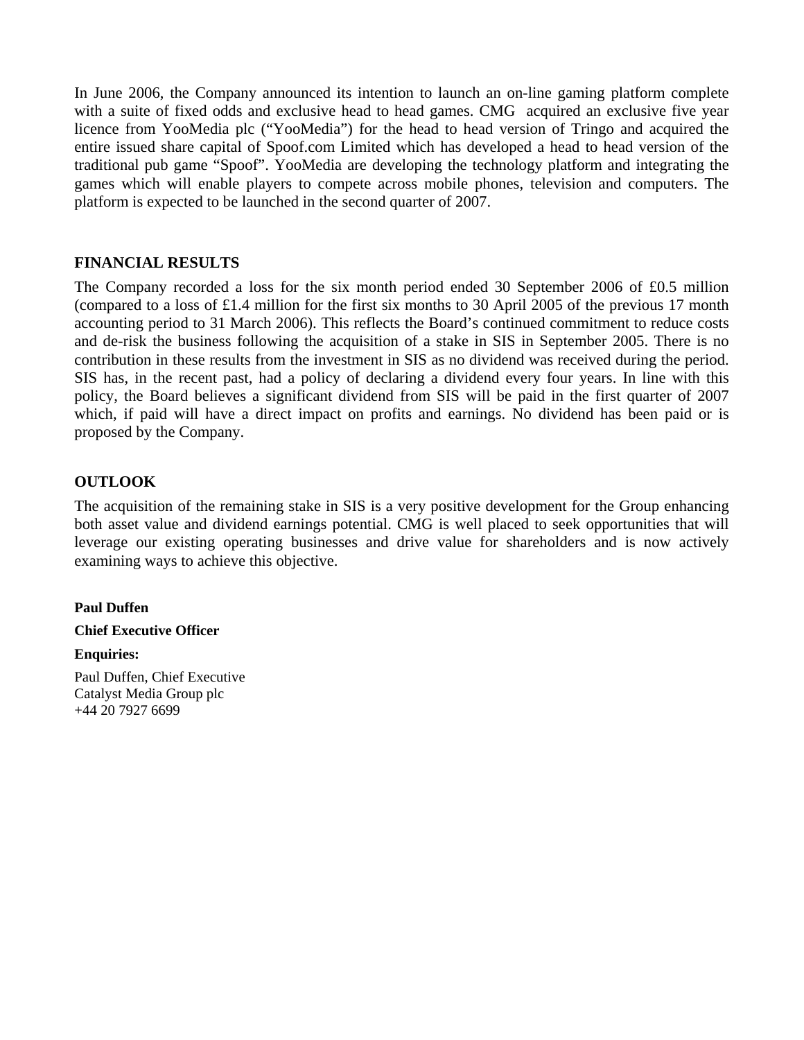In June 2006, the Company announced its intention to launch an on-line gaming platform complete with a suite of fixed odds and exclusive head to head games. CMG acquired an exclusive five year licence from YooMedia plc ("YooMedia") for the head to head version of Tringo and acquired the entire issued share capital of Spoof.com Limited which has developed a head to head version of the traditional pub game "Spoof". YooMedia are developing the technology platform and integrating the games which will enable players to compete across mobile phones, television and computers. The platform is expected to be launched in the second quarter of 2007.

## FINANCIAL RESULTS

The Company recorded a loss for the six month period ended 30 September 2006 of £0.5 million (compared to a loss of £1.4 million for the first six months to 30 April 2005 of the previous 17 month accounting period to 31 March 2006). This reflects the Board's continued commitment to reduce costs and de-risk the business following the acquisition of a stake in SIS in September 2005. There is no contribution in these results from the investment in SIS as no dividend was received during the period. SIS has, in the recent past, had a policy of declaring a dividend every four years. In line with this policy, the Board believes a significant dividend from SIS will be paid in the first quarter of 2007 which, if paid will have a direct impact on profits and earnings. No dividend has been paid or is proposed by the Company.

## OUTLOOK

The acquisition of the remaining stake in SIS is a very positive development for the Group enhancing both asset value and dividend earnings potential. CMG is well placed to seek opportunities that will leverage our existing operating businesses and drive value for shareholders and is now actively examining ways to achieve this objective.

**Paul Duffen**

**Chief Executive Officer**

**Enquiries:**

Paul Duffen, Chief Executive
Catalyst Media Group plc
+44 20 7927 6699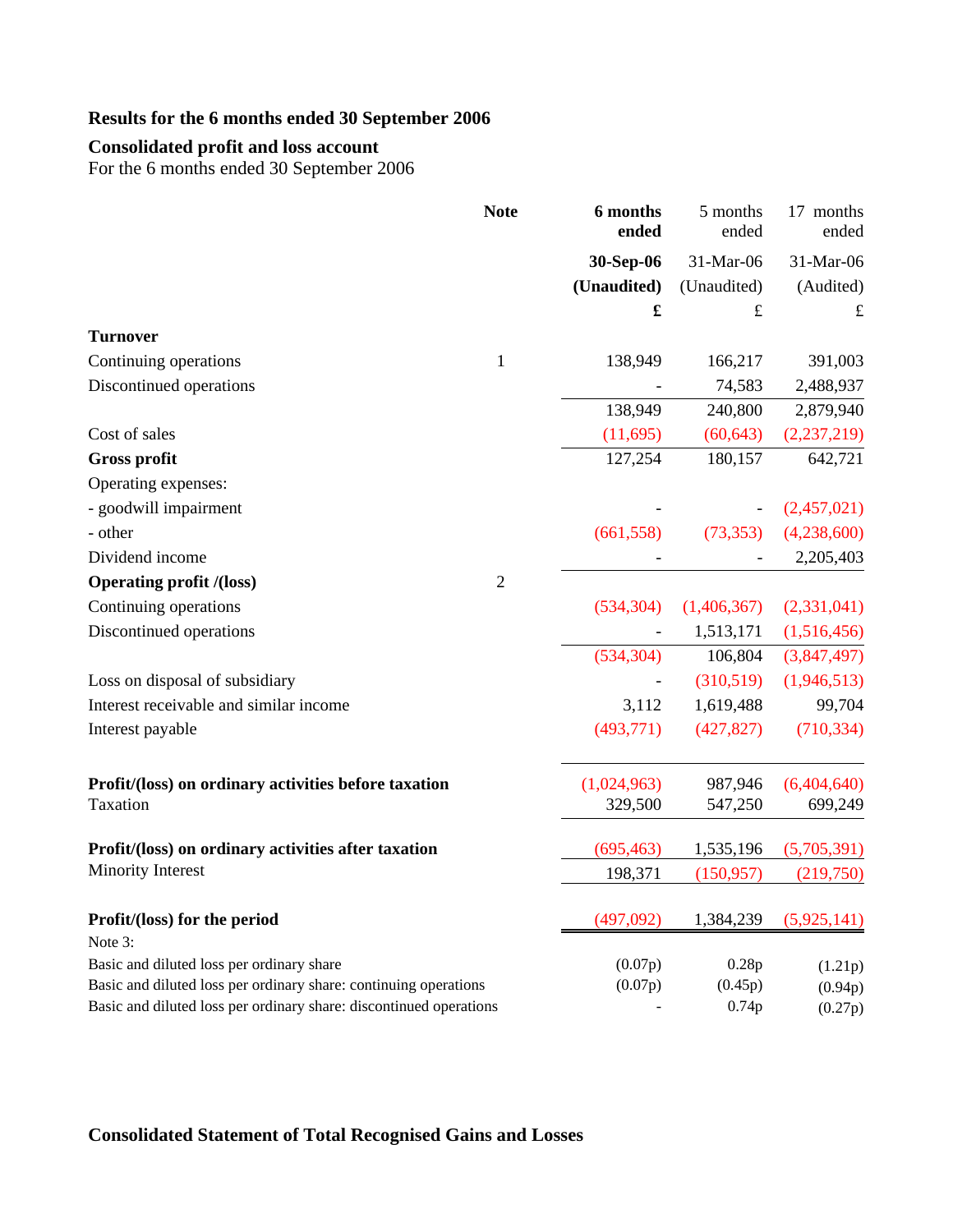## Results for the 6 months ended 30 September 2006

### Consolidated profit and loss account

For the 6 months ended 30 September 2006

| | Note | **6 months ended** | 5 months ended | 17 months ended |
|---|---|---|---|---|
| | | **30-Sep-06** | 31-Mar-06 | 31-Mar-06 |
| | | **(Unaudited)** | (Unaudited) | (Audited) |
| | | **£** | £ | £ |
| **Turnover** | | | | |
| Continuing operations | 1 | 138,949 | 166,217 | 391,003 |
| Discontinued operations | | - | 74,583 | 2,488,937 |
| | | 138,949 | 240,800 | 2,879,940 |
| Cost of sales | | (11,695) | (60,643) | (2,237,219) |
| **Gross profit** | | 127,254 | 180,157 | 642,721 |
| Operating expenses: | | | | |
| - goodwill impairment | | - | - | (2,457,021) |
| - other | | (661,558) | (73,353) | (4,238,600) |
| Dividend income | | - | - | 2,205,403 |
| **Operating profit /(loss)** | 2 | | | |
| Continuing operations | | (534,304) | (1,406,367) | (2,331,041) |
| Discontinued operations | | - | 1,513,171 | (1,516,456) |
| | | (534,304) | 106,804 | (3,847,497) |
| Loss on disposal of subsidiary | | - | (310,519) | (1,946,513) |
| Interest receivable and similar income | | 3,112 | 1,619,488 | 99,704 |
| Interest payable | | (493,771) | (427,827) | (710,334) |
| **Profit/(loss) on ordinary activities before taxation** | | (1,024,963) | 987,946 | (6,404,640) |
| Taxation | | 329,500 | 547,250 | 699,249 |
| **Profit/(loss) on ordinary activities after taxation** | | (695,463) | 1,535,196 | (5,705,391) |
| Minority Interest | | 198,371 | (150,957) | (219,750) |
| **Profit/(loss) for the period** | | (497,092) | 1,384,239 | (5,925,141) |
| Note 3: | | | | |
| Basic and diluted loss per ordinary share | | (0.07p) | 0.28p | (1.21p) |
| Basic and diluted loss per ordinary share: continuing operations | | (0.07p) | (0.45p) | (0.94p) |
| Basic and diluted loss per ordinary share: discontinued operations | | - | 0.74p | (0.27p) |

### Consolidated Statement of Total Recognised Gains and Losses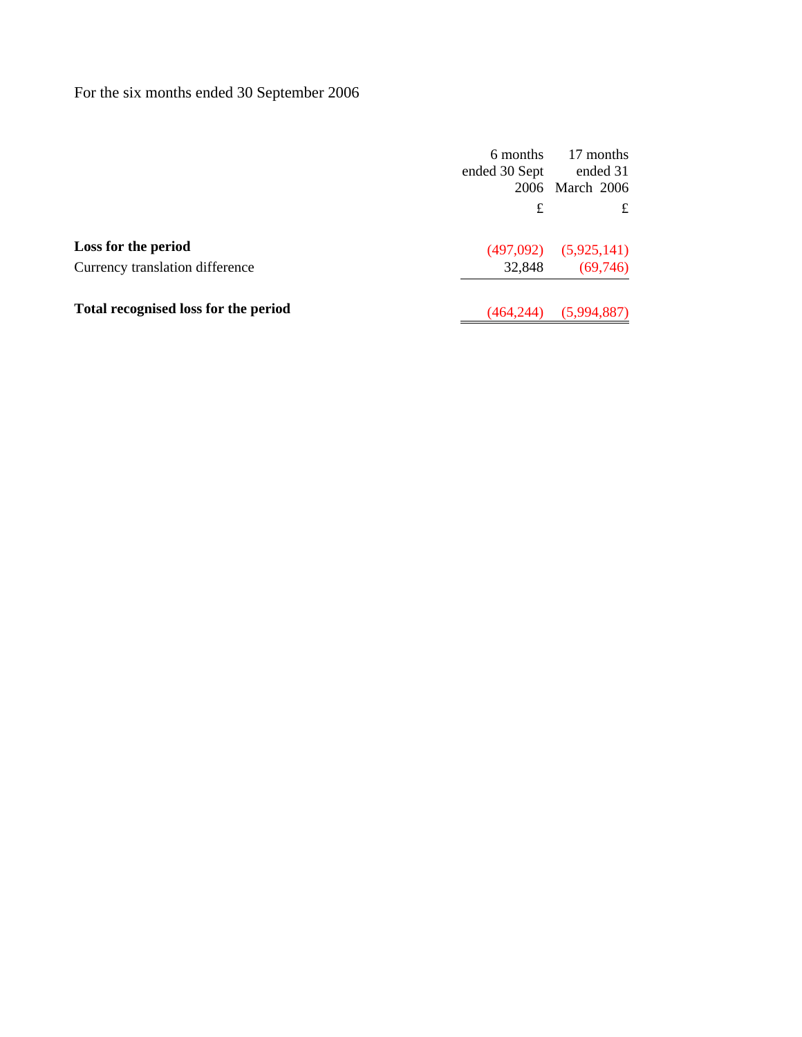For the six months ended 30 September 2006

| | 6 months ended 30 Sept 2006 | 17 months ended 31 March 2006 |
|---|---|---|
| | £ | £ |
| **Loss for the period** | (497,092) | (5,925,141) |
| Currency translation difference | 32,848 | (69,746) |
| **Total recognised loss for the period** | (464,244) | (5,994,887) |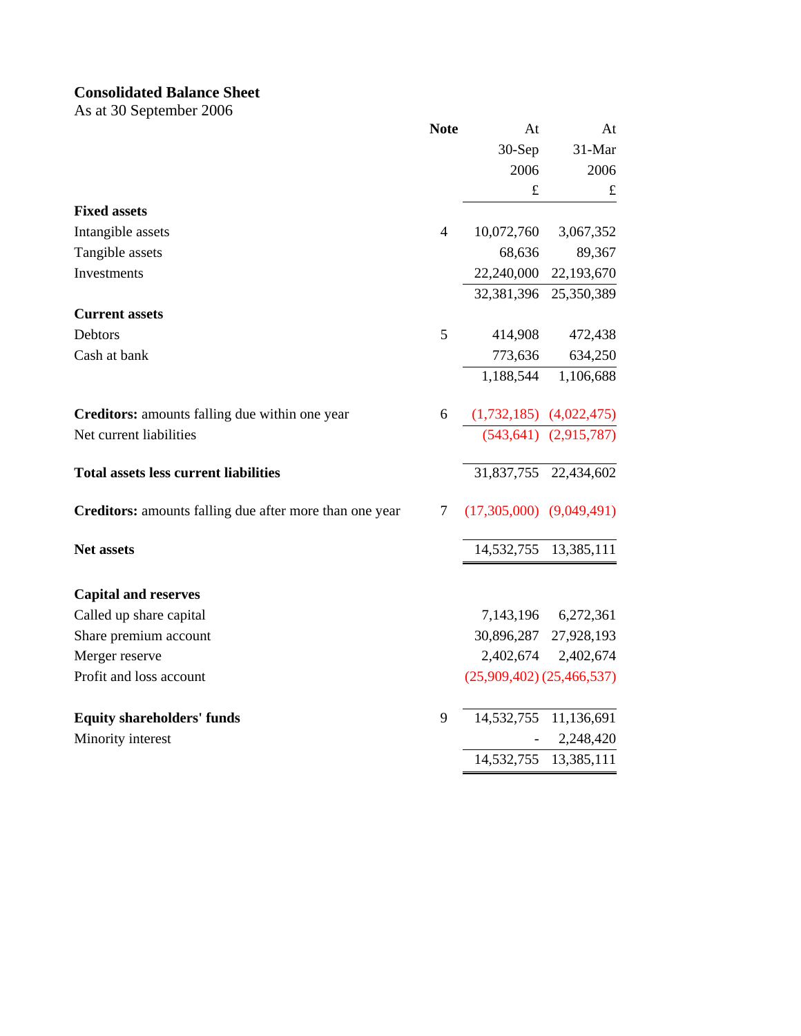**Consolidated Balance Sheet**

As at 30 September 2006

| | Note | At 30-Sep 2006 £ | At 31-Mar 2006 £ |
|---|---|---|---|
| **Fixed assets** | | | |
| Intangible assets | 4 | 10,072,760 | 3,067,352 |
| Tangible assets | | 68,636 | 89,367 |
| Investments | | 22,240,000 | 22,193,670 |
| | | 32,381,396 | 25,350,389 |
| **Current assets** | | | |
| Debtors | 5 | 414,908 | 472,438 |
| Cash at bank | | 773,636 | 634,250 |
| | | 1,188,544 | 1,106,688 |
| **Creditors:** amounts falling due within one year | 6 | (1,732,185) | (4,022,475) |
| Net current liabilities | | (543,641) | (2,915,787) |
| **Total assets less current liabilities** | | 31,837,755 | 22,434,602 |
| **Creditors:** amounts falling due after more than one year | 7 | (17,305,000) | (9,049,491) |
| **Net assets** | | 14,532,755 | 13,385,111 |
| **Capital and reserves** | | | |
| Called up share capital | | 7,143,196 | 6,272,361 |
| Share premium account | | 30,896,287 | 27,928,193 |
| Merger reserve | | 2,402,674 | 2,402,674 |
| Profit and loss account | | (25,909,402) | (25,466,537) |
| **Equity shareholders' funds** | 9 | 14,532,755 | 11,136,691 |
| Minority interest | | - | 2,248,420 |
| | | 14,532,755 | 13,385,111 |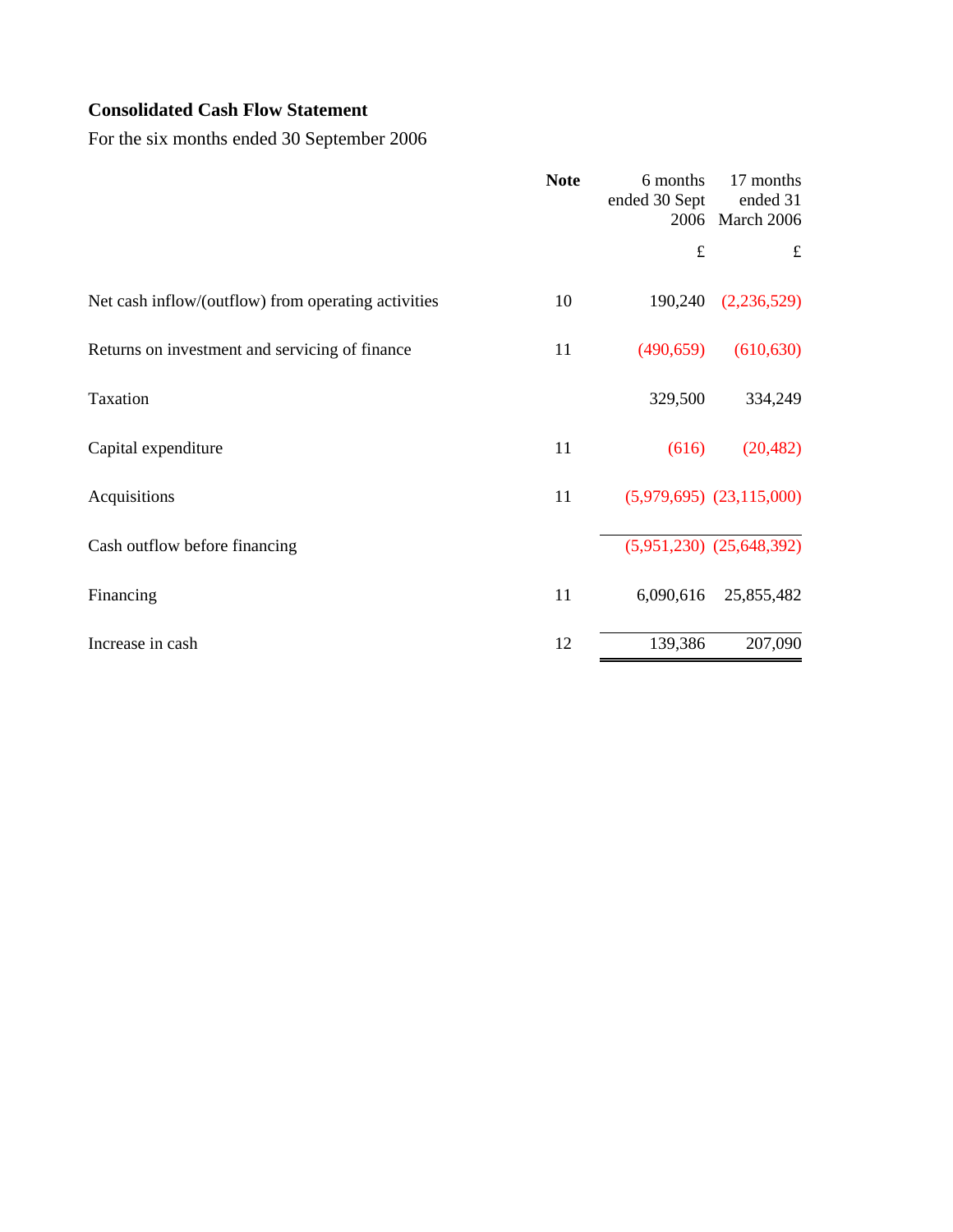**Consolidated Cash Flow Statement**

For the six months ended 30 September 2006

| | Note | 6 months ended 30 Sept 2006 | 17 months ended 31 March 2006 |
|---|---|---|---|
| | | £ | £ |
| Net cash inflow/(outflow) from operating activities | 10 | 190,240 | (2,236,529) |
| Returns on investment and servicing of finance | 11 | (490,659) | (610,630) |
| Taxation | | 329,500 | 334,249 |
| Capital expenditure | 11 | (616) | (20,482) |
| Acquisitions | 11 | (5,979,695) | (23,115,000) |
| Cash outflow before financing | | (5,951,230) | (25,648,392) |
| Financing | 11 | 6,090,616 | 25,855,482 |
| Increase in cash | 12 | 139,386 | 207,090 |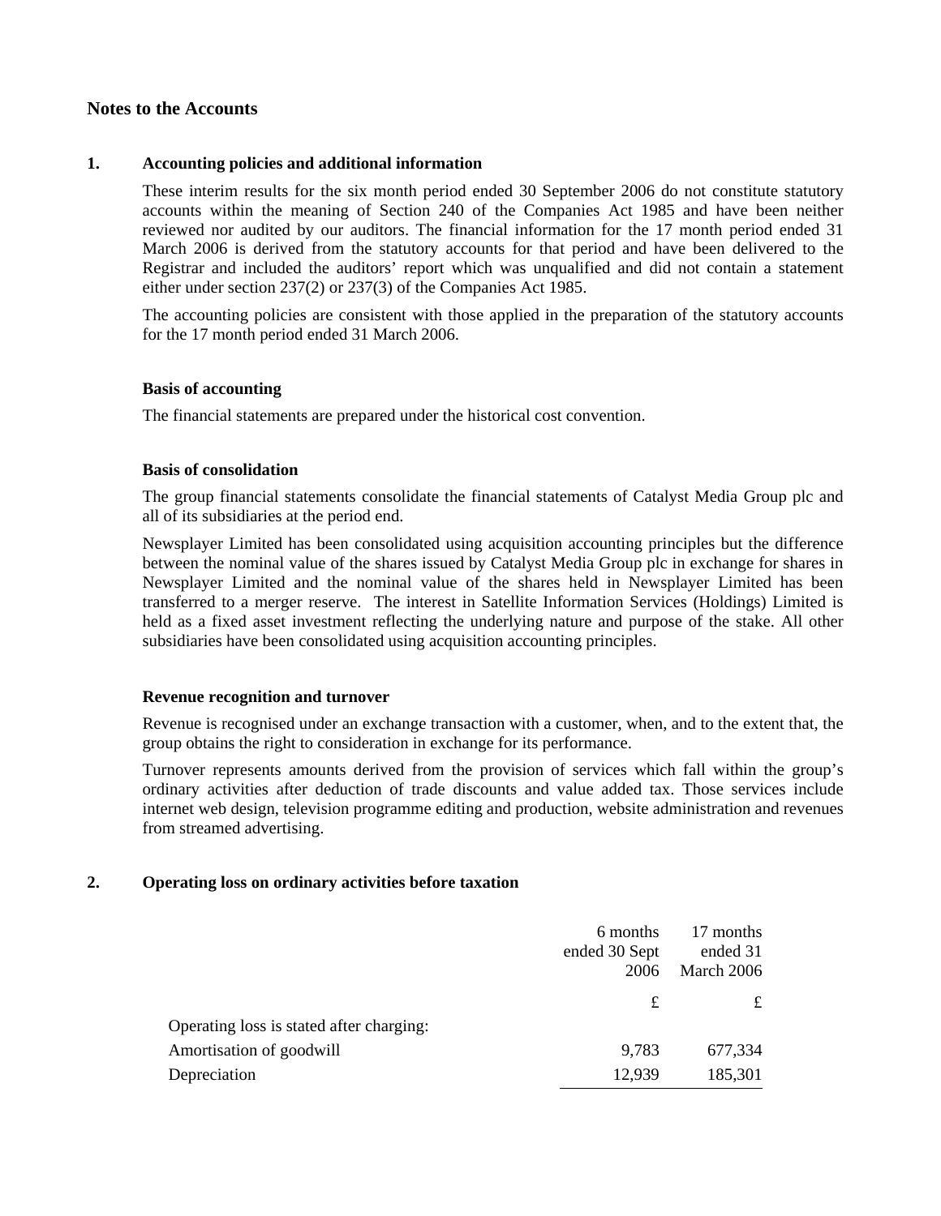## Notes to the Accounts

### 1. Accounting policies and additional information

These interim results for the six month period ended 30 September 2006 do not constitute statutory accounts within the meaning of Section 240 of the Companies Act 1985 and have been neither reviewed nor audited by our auditors. The financial information for the 17 month period ended 31 March 2006 is derived from the statutory accounts for that period and have been delivered to the Registrar and included the auditors' report which was unqualified and did not contain a statement either under section 237(2) or 237(3) of the Companies Act 1985.

The accounting policies are consistent with those applied in the preparation of the statutory accounts for the 17 month period ended 31 March 2006.

**Basis of accounting**

The financial statements are prepared under the historical cost convention.

**Basis of consolidation**

The group financial statements consolidate the financial statements of Catalyst Media Group plc and all of its subsidiaries at the period end.

Newsplayer Limited has been consolidated using acquisition accounting principles but the difference between the nominal value of the shares issued by Catalyst Media Group plc in exchange for shares in Newsplayer Limited and the nominal value of the shares held in Newsplayer Limited has been transferred to a merger reserve. The interest in Satellite Information Services (Holdings) Limited is held as a fixed asset investment reflecting the underlying nature and purpose of the stake. All other subsidiaries have been consolidated using acquisition accounting principles.

**Revenue recognition and turnover**

Revenue is recognised under an exchange transaction with a customer, when, and to the extent that, the group obtains the right to consideration in exchange for its performance.

Turnover represents amounts derived from the provision of services which fall within the group's ordinary activities after deduction of trade discounts and value added tax. Those services include internet web design, television programme editing and production, website administration and revenues from streamed advertising.

### 2. Operating loss on ordinary activities before taxation

| | 6 months ended 30 Sept 2006 | 17 months ended 31 March 2006 |
|---|---|---|
| | £ | £ |
| Operating loss is stated after charging: | | |
| Amortisation of goodwill | 9,783 | 677,334 |
| Depreciation | 12,939 | 185,301 |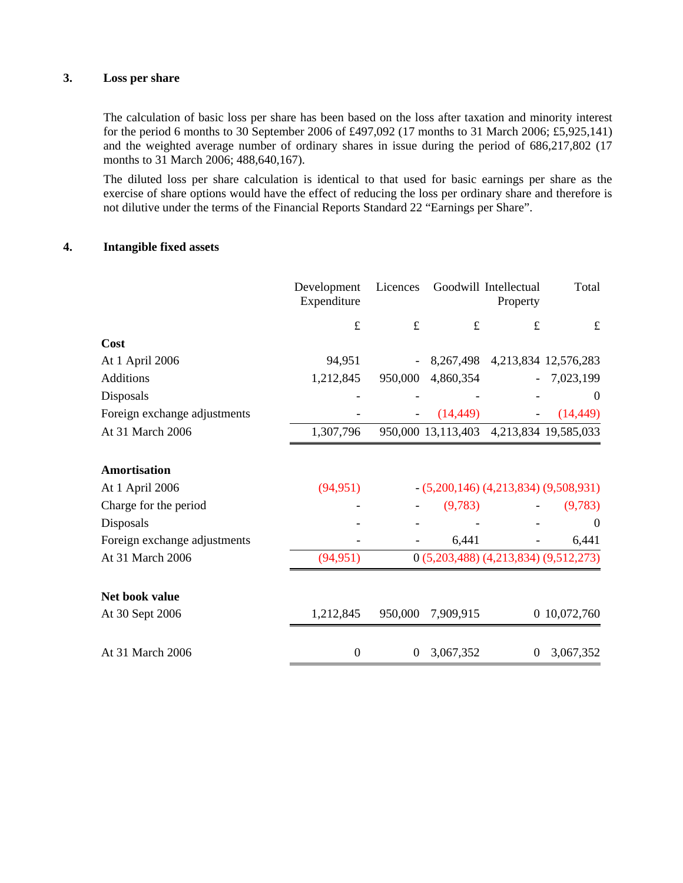## 3. Loss per share

The calculation of basic loss per share has been based on the loss after taxation and minority interest for the period 6 months to 30 September 2006 of £497,092 (17 months to 31 March 2006; £5,925,141) and the weighted average number of ordinary shares in issue during the period of 686,217,802 (17 months to 31 March 2006; 488,640,167).

The diluted loss per share calculation is identical to that used for basic earnings per share as the exercise of share options would have the effect of reducing the loss per ordinary share and therefore is not dilutive under the terms of the Financial Reports Standard 22 "Earnings per Share".

## 4. Intangible fixed assets

| | Development Expenditure | Licences | Goodwill | Intellectual Property | Total |
|---|---|---|---|---|---|
| | £ | £ | £ | £ | £ |
| **Cost** | | | | | |
| At 1 April 2006 | 94,951 | - | 8,267,498 | 4,213,834 | 12,576,283 |
| Additions | 1,212,845 | 950,000 | 4,860,354 | - | 7,023,199 |
| Disposals | - | - | - | - | 0 |
| Foreign exchange adjustments | - | - | (14,449) | - | (14,449) |
| At 31 March 2006 | 1,307,796 | 950,000 | 13,113,403 | 4,213,834 | 19,585,033 |
| **Amortisation** | | | | | |
| At 1 April 2006 | (94,951) | - | (5,200,146) | (4,213,834) | (9,508,931) |
| Charge for the period | - | - | (9,783) | - | (9,783) |
| Disposals | - | - | - | - | 0 |
| Foreign exchange adjustments | - | - | 6,441 | - | 6,441 |
| At 31 March 2006 | (94,951) | 0 | (5,203,488) | (4,213,834) | (9,512,273) |
| **Net book value** | | | | | |
| At 30 Sept 2006 | 1,212,845 | 950,000 | 7,909,915 | 0 | 10,072,760 |
| At 31 March 2006 | 0 | 0 | 3,067,352 | 0 | 3,067,352 |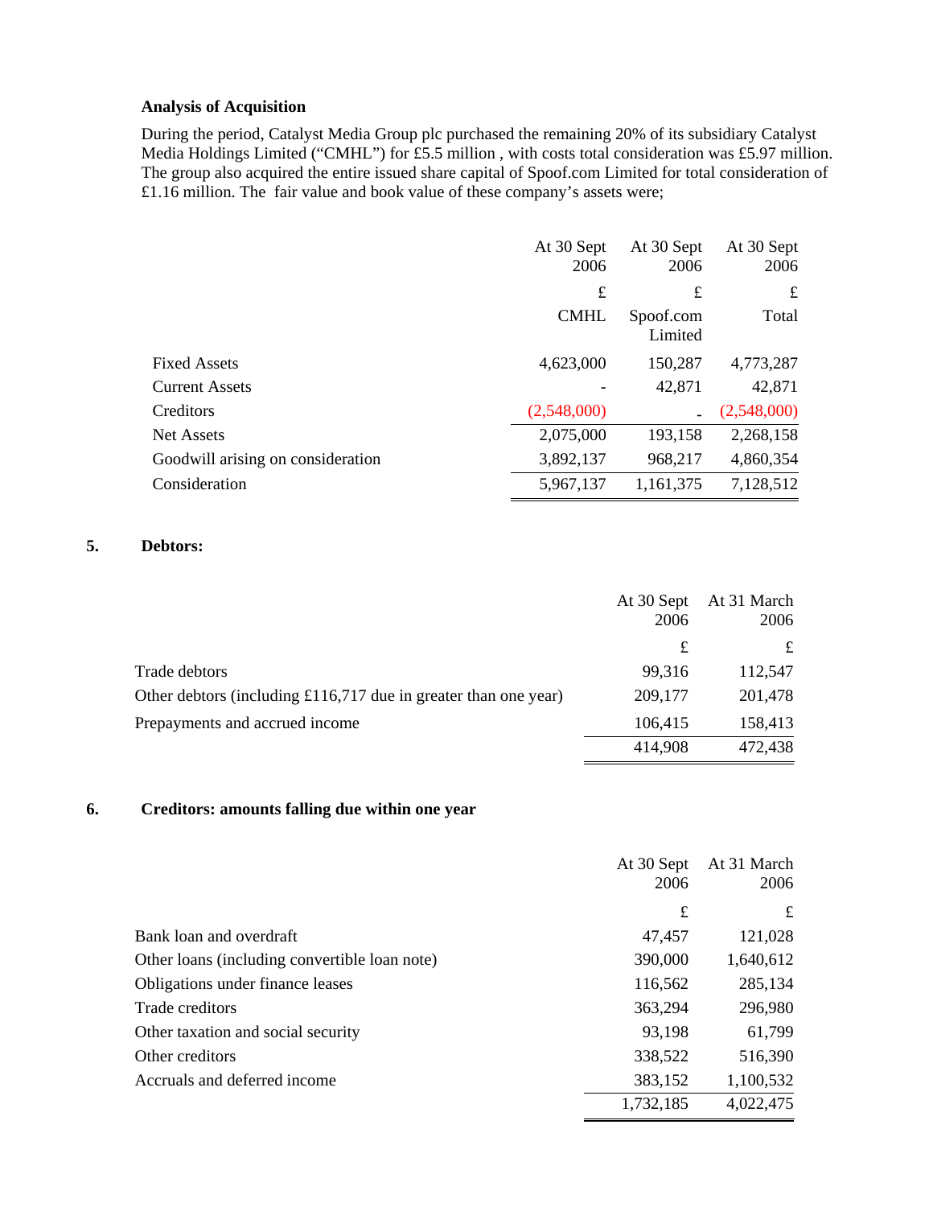**Analysis of Acquisition**

During the period, Catalyst Media Group plc purchased the remaining 20% of its subsidiary Catalyst Media Holdings Limited ("CMHL") for £5.5 million , with costs total consideration was £5.97 million. The group also acquired the entire issued share capital of Spoof.com Limited for total consideration of £1.16 million. The fair value and book value of these company's assets were;

| | At 30 Sept 2006 | At 30 Sept 2006 | At 30 Sept 2006 |
|---|---|---|---|
| | £ | £ | £ |
| | CMHL | Spoof.com Limited | Total |
| Fixed Assets | 4,623,000 | 150,287 | 4,773,287 |
| Current Assets | - | 42,871 | 42,871 |
| Creditors | (2,548,000) | - | (2,548,000) |
| Net Assets | 2,075,000 | 193,158 | 2,268,158 |
| Goodwill arising on consideration | 3,892,137 | 968,217 | 4,860,354 |
| Consideration | 5,967,137 | 1,161,375 | 7,128,512 |

## 5. Debtors:

| | At 30 Sept 2006 | At 31 March 2006 |
|---|---|---|
| | £ | £ |
| Trade debtors | 99,316 | 112,547 |
| Other debtors (including £116,717 due in greater than one year) | 209,177 | 201,478 |
| Prepayments and accrued income | 106,415 | 158,413 |
| | 414,908 | 472,438 |

## 6. Creditors: amounts falling due within one year

| | At 30 Sept 2006 | At 31 March 2006 |
|---|---|---|
| | £ | £ |
| Bank loan and overdraft | 47,457 | 121,028 |
| Other loans (including convertible loan note) | 390,000 | 1,640,612 |
| Obligations under finance leases | 116,562 | 285,134 |
| Trade creditors | 363,294 | 296,980 |
| Other taxation and social security | 93,198 | 61,799 |
| Other creditors | 338,522 | 516,390 |
| Accruals and deferred income | 383,152 | 1,100,532 |
| | 1,732,185 | 4,022,475 |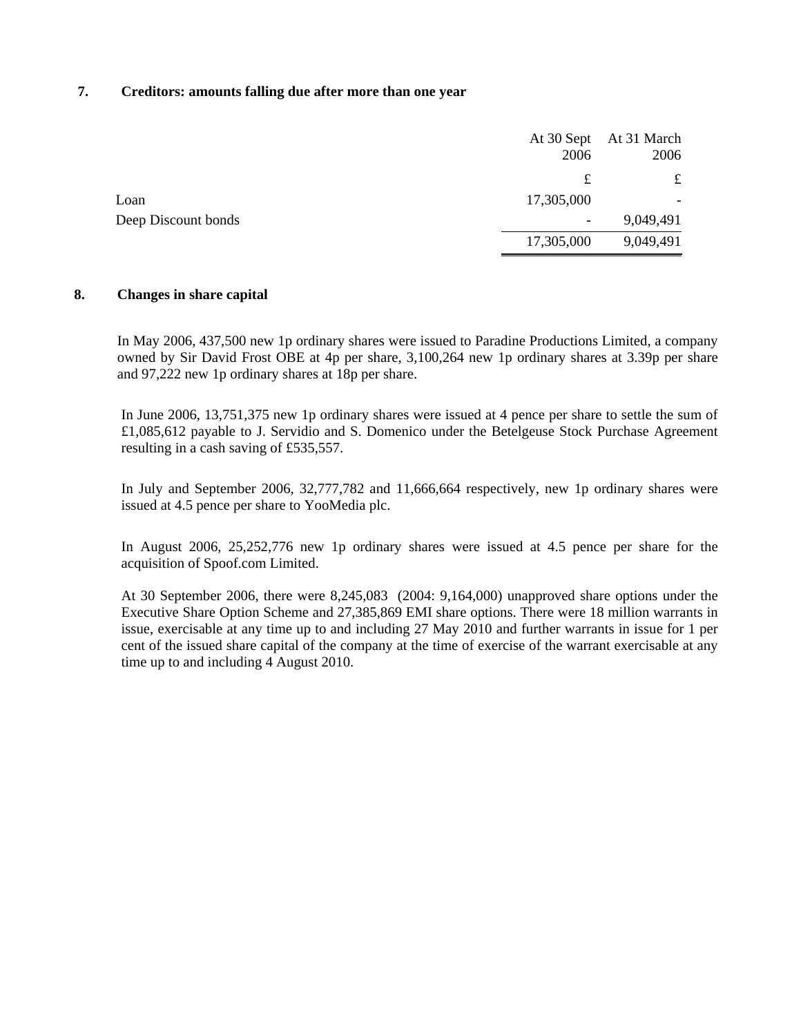## 7. Creditors: amounts falling due after more than one year

| | At 30 Sept 2006 | At 31 March 2006 |
|---|---|---|
| | £ | £ |
| Loan | 17,305,000 | - |
| Deep Discount bonds | - | 9,049,491 |
| | 17,305,000 | 9,049,491 |

## 8. Changes in share capital

In May 2006, 437,500 new 1p ordinary shares were issued to Paradine Productions Limited, a company owned by Sir David Frost OBE at 4p per share, 3,100,264 new 1p ordinary shares at 3.39p per share and 97,222 new 1p ordinary shares at 18p per share.

In June 2006, 13,751,375 new 1p ordinary shares were issued at 4 pence per share to settle the sum of £1,085,612 payable to J. Servidio and S. Domenico under the Betelgeuse Stock Purchase Agreement resulting in a cash saving of £535,557.

In July and September 2006, 32,777,782 and 11,666,664 respectively, new 1p ordinary shares were issued at 4.5 pence per share to YooMedia plc.

In August 2006, 25,252,776 new 1p ordinary shares were issued at 4.5 pence per share for the acquisition of Spoof.com Limited.

At 30 September 2006, there were 8,245,083 (2004: 9,164,000) unapproved share options under the Executive Share Option Scheme and 27,385,869 EMI share options. There were 18 million warrants in issue, exercisable at any time up to and including 27 May 2010 and further warrants in issue for 1 per cent of the issued share capital of the company at the time of exercise of the warrant exercisable at any time up to and including 4 August 2010.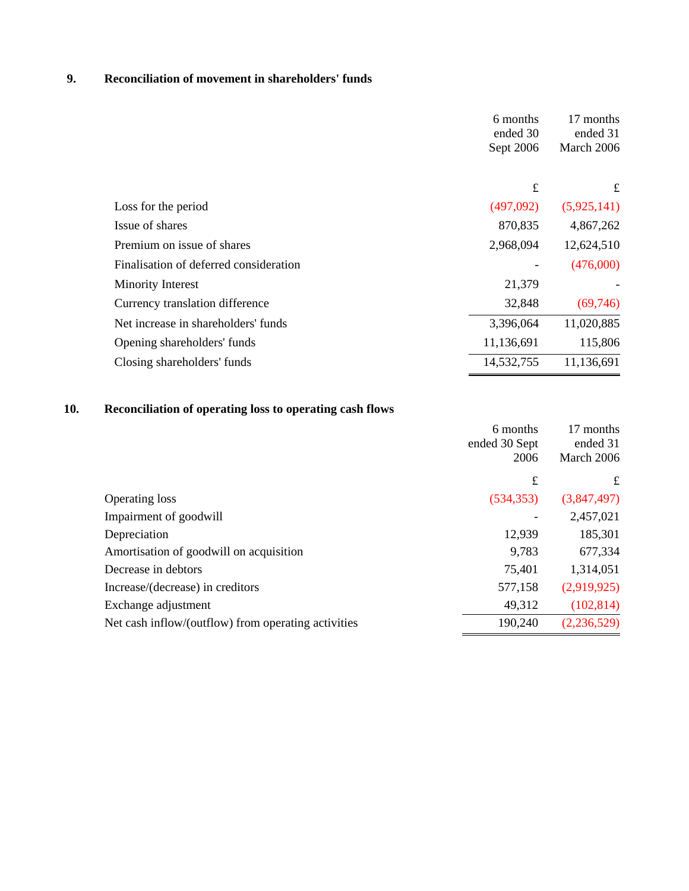## 9. Reconciliation of movement in shareholders' funds

| | 6 months ended 30 Sept 2006 | 17 months ended 31 March 2006 |
|---|---|---|
| | £ | £ |
| Loss for the period | (497,092) | (5,925,141) |
| Issue of shares | 870,835 | 4,867,262 |
| Premium on issue of shares | 2,968,094 | 12,624,510 |
| Finalisation of deferred consideration | - | (476,000) |
| Minority Interest | 21,379 | - |
| Currency translation difference | 32,848 | (69,746) |
| Net increase in shareholders' funds | 3,396,064 | 11,020,885 |
| Opening shareholders' funds | 11,136,691 | 115,806 |
| Closing shareholders' funds | 14,532,755 | 11,136,691 |

## 10. Reconciliation of operating loss to operating cash flows

| | 6 months ended 30 Sept 2006 | 17 months ended 31 March 2006 |
|---|---|---|
| | £ | £ |
| Operating loss | (534,353) | (3,847,497) |
| Impairment of goodwill | - | 2,457,021 |
| Depreciation | 12,939 | 185,301 |
| Amortisation of goodwill on acquisition | 9,783 | 677,334 |
| Decrease in debtors | 75,401 | 1,314,051 |
| Increase/(decrease) in creditors | 577,158 | (2,919,925) |
| Exchange adjustment | 49,312 | (102,814) |
| Net cash inflow/(outflow) from operating activities | 190,240 | (2,236,529) |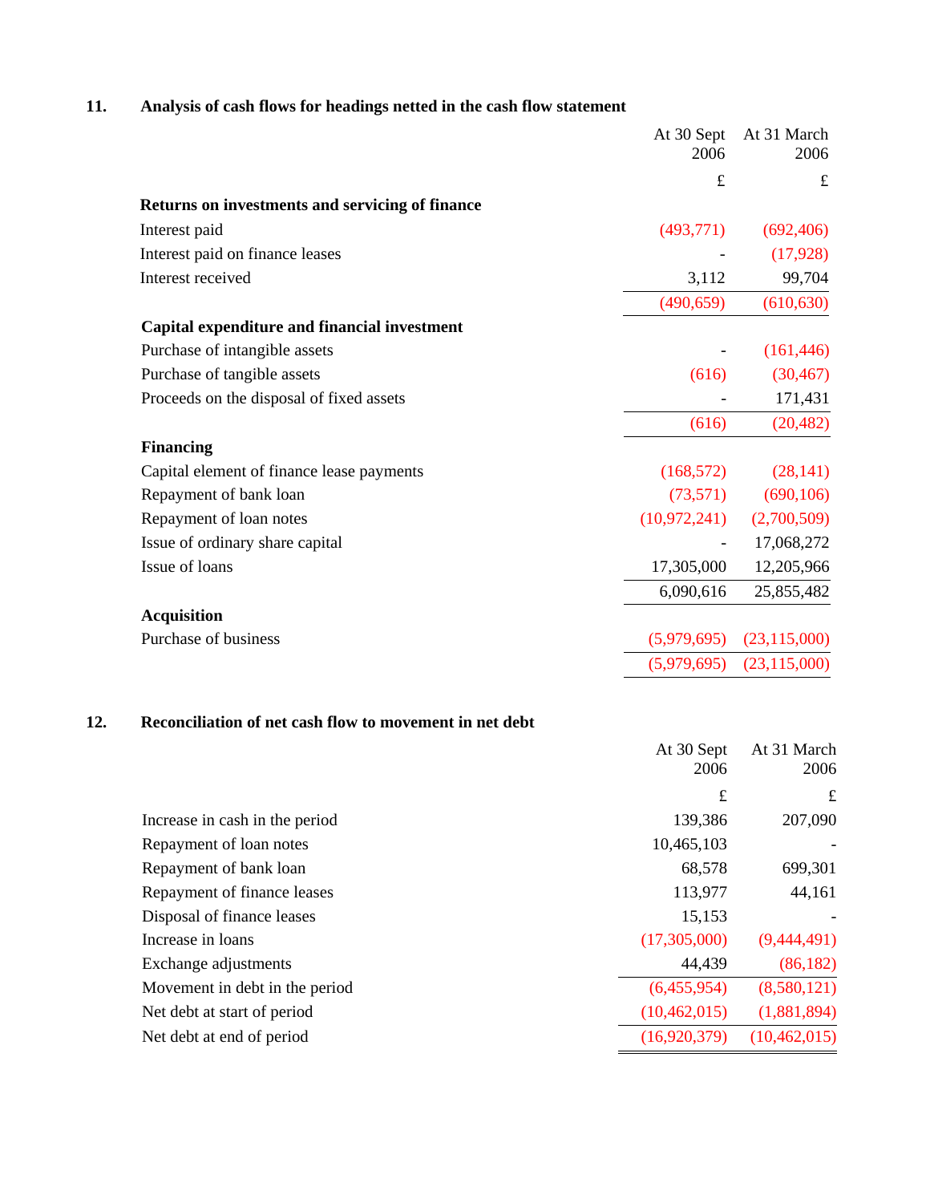## 11. Analysis of cash flows for headings netted in the cash flow statement

| | At 30 Sept 2006 | At 31 March 2006 |
|---|---|---|
| | £ | £ |
| **Returns on investments and servicing of finance** | | |
| Interest paid | (493,771) | (692,406) |
| Interest paid on finance leases | - | (17,928) |
| Interest received | 3,112 | 99,704 |
| | (490,659) | (610,630) |
| **Capital expenditure and financial investment** | | |
| Purchase of intangible assets | - | (161,446) |
| Purchase of tangible assets | (616) | (30,467) |
| Proceeds on the disposal of fixed assets | - | 171,431 |
| | (616) | (20,482) |
| **Financing** | | |
| Capital element of finance lease payments | (168,572) | (28,141) |
| Repayment of bank loan | (73,571) | (690,106) |
| Repayment of loan notes | (10,972,241) | (2,700,509) |
| Issue of ordinary share capital | - | 17,068,272 |
| Issue of loans | 17,305,000 | 12,205,966 |
| | 6,090,616 | 25,855,482 |
| **Acquisition** | | |
| Purchase of business | (5,979,695) | (23,115,000) |
| | (5,979,695) | (23,115,000) |

## 12. Reconciliation of net cash flow to movement in net debt

| | At 30 Sept 2006 | At 31 March 2006 |
|---|---|---|
| | £ | £ |
| Increase in cash in the period | 139,386 | 207,090 |
| Repayment of loan notes | 10,465,103 | - |
| Repayment of bank loan | 68,578 | 699,301 |
| Repayment of finance leases | 113,977 | 44,161 |
| Disposal of finance leases | 15,153 | - |
| Increase in loans | (17,305,000) | (9,444,491) |
| Exchange adjustments | 44,439 | (86,182) |
| Movement in debt in the period | (6,455,954) | (8,580,121) |
| Net debt at start of period | (10,462,015) | (1,881,894) |
| Net debt at end of period | (16,920,379) | (10,462,015) |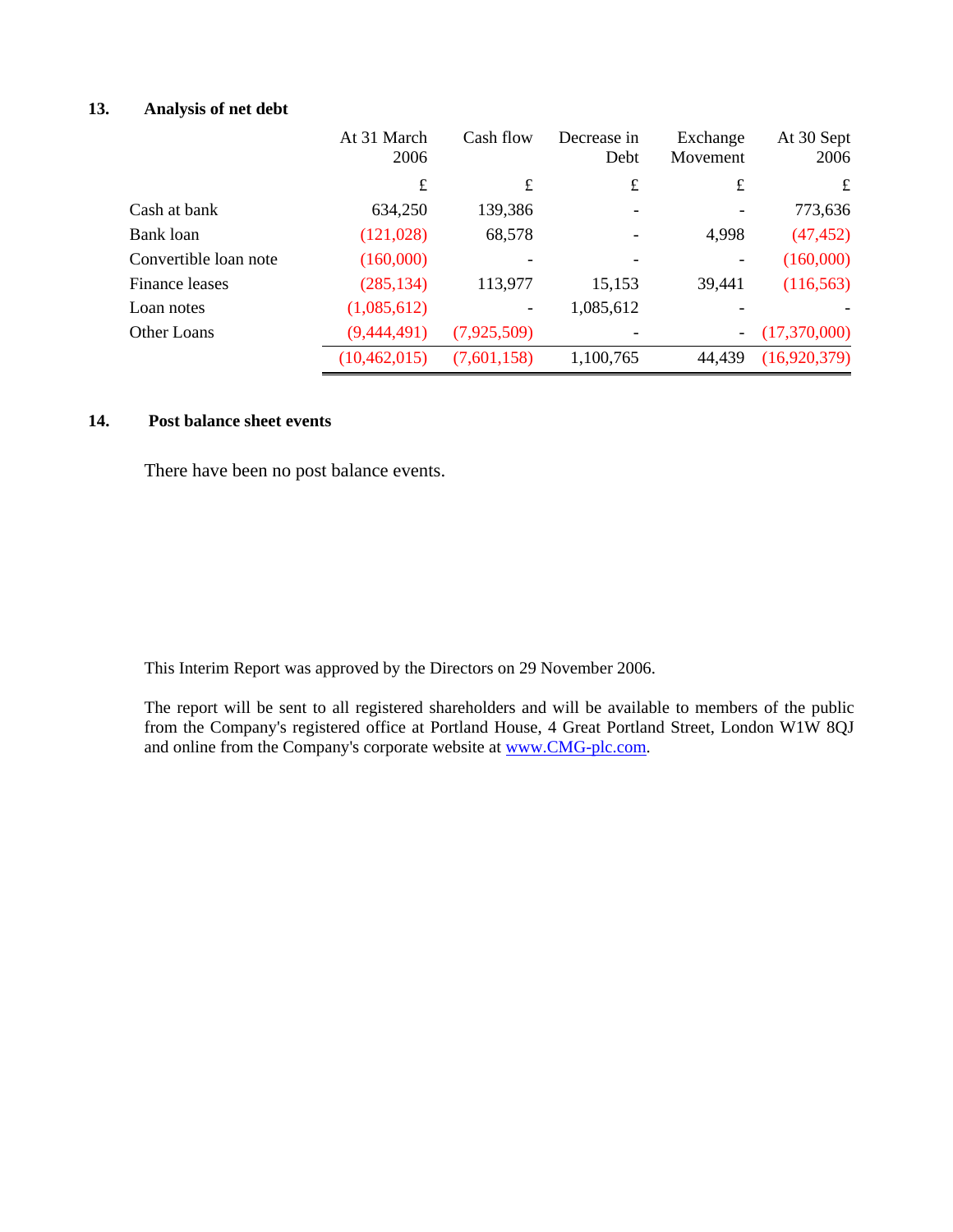## 13. Analysis of net debt

| | At 31 March 2006 | Cash flow | Decrease in Debt | Exchange Movement | At 30 Sept 2006 |
|---|---|---|---|---|---|
| | £ | £ | £ | £ | £ |
| Cash at bank | 634,250 | 139,386 | - | - | 773,636 |
| Bank loan | (121,028) | 68,578 | - | 4,998 | (47,452) |
| Convertible loan note | (160,000) | - | - | - | (160,000) |
| Finance leases | (285,134) | 113,977 | 15,153 | 39,441 | (116,563) |
| Loan notes | (1,085,612) | - | 1,085,612 | - | - |
| Other Loans | (9,444,491) | (7,925,509) | - | - | (17,370,000) |
| | (10,462,015) | (7,601,158) | 1,100,765 | 44,439 | (16,920,379) |

## 14. Post balance sheet events

There have been no post balance events.

This Interim Report was approved by the Directors on 29 November 2006.

The report will be sent to all registered shareholders and will be available to members of the public from the Company's registered office at Portland House, 4 Great Portland Street, London W1W 8QJ and online from the Company's corporate website at www.CMG-plc.com.